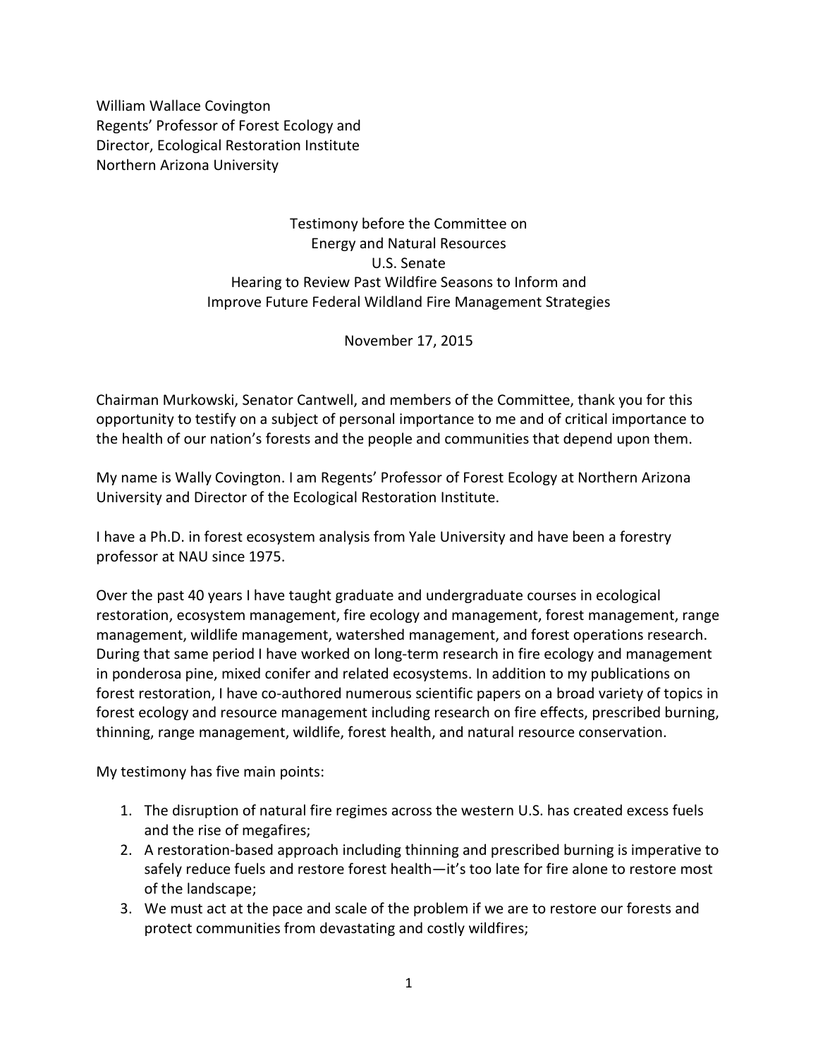William Wallace Covington
Regents' Professor of Forest Ecology and
Director, Ecological Restoration Institute
Northern Arizona University

Testimony before the Committee on
Energy and Natural Resources
U.S. Senate
Hearing to Review Past Wildfire Seasons to Inform and
Improve Future Federal Wildland Fire Management Strategies

November 17, 2015

Chairman Murkowski, Senator Cantwell, and members of the Committee, thank you for this opportunity to testify on a subject of personal importance to me and of critical importance to the health of our nation's forests and the people and communities that depend upon them.

My name is Wally Covington. I am Regents' Professor of Forest Ecology at Northern Arizona University and Director of the Ecological Restoration Institute.

I have a Ph.D. in forest ecosystem analysis from Yale University and have been a forestry professor at NAU since 1975.

Over the past 40 years I have taught graduate and undergraduate courses in ecological restoration, ecosystem management, fire ecology and management, forest management, range management, wildlife management, watershed management, and forest operations research. During that same period I have worked on long-term research in fire ecology and management in ponderosa pine, mixed conifer and related ecosystems. In addition to my publications on forest restoration, I have co-authored numerous scientific papers on a broad variety of topics in forest ecology and resource management including research on fire effects, prescribed burning, thinning, range management, wildlife, forest health, and natural resource conservation.

My testimony has five main points:

1. The disruption of natural fire regimes across the western U.S. has created excess fuels and the rise of megafires;
2. A restoration-based approach including thinning and prescribed burning is imperative to safely reduce fuels and restore forest health—it's too late for fire alone to restore most of the landscape;
3. We must act at the pace and scale of the problem if we are to restore our forests and protect communities from devastating and costly wildfires;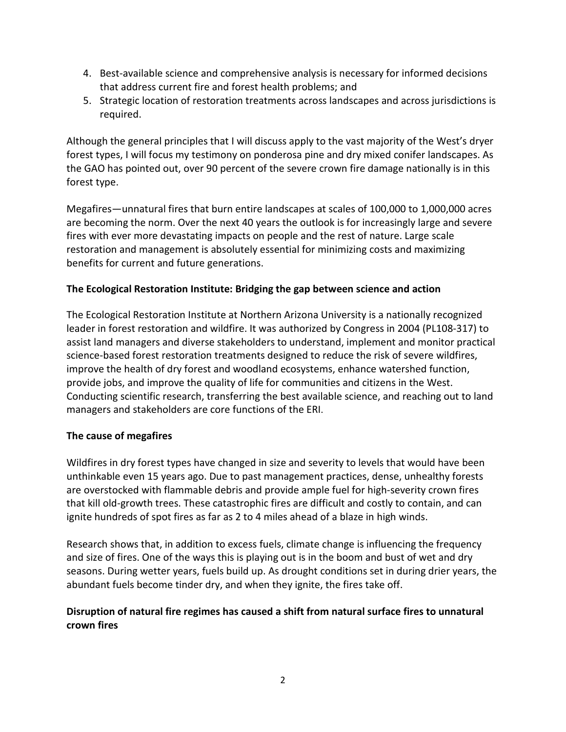4. Best-available science and comprehensive analysis is necessary for informed decisions that address current fire and forest health problems; and
5. Strategic location of restoration treatments across landscapes and across jurisdictions is required.

Although the general principles that I will discuss apply to the vast majority of the West's dryer forest types, I will focus my testimony on ponderosa pine and dry mixed conifer landscapes. As the GAO has pointed out, over 90 percent of the severe crown fire damage nationally is in this forest type.

Megafires—unnatural fires that burn entire landscapes at scales of 100,000 to 1,000,000 acres are becoming the norm. Over the next 40 years the outlook is for increasingly large and severe fires with ever more devastating impacts on people and the rest of nature. Large scale restoration and management is absolutely essential for minimizing costs and maximizing benefits for current and future generations.

**The Ecological Restoration Institute: Bridging the gap between science and action**

The Ecological Restoration Institute at Northern Arizona University is a nationally recognized leader in forest restoration and wildfire. It was authorized by Congress in 2004 (PL108-317) to assist land managers and diverse stakeholders to understand, implement and monitor practical science-based forest restoration treatments designed to reduce the risk of severe wildfires, improve the health of dry forest and woodland ecosystems, enhance watershed function, provide jobs, and improve the quality of life for communities and citizens in the West. Conducting scientific research, transferring the best available science, and reaching out to land managers and stakeholders are core functions of the ERI.

**The cause of megafires**

Wildfires in dry forest types have changed in size and severity to levels that would have been unthinkable even 15 years ago. Due to past management practices, dense, unhealthy forests are overstocked with flammable debris and provide ample fuel for high-severity crown fires that kill old-growth trees. These catastrophic fires are difficult and costly to contain, and can ignite hundreds of spot fires as far as 2 to 4 miles ahead of a blaze in high winds.

Research shows that, in addition to excess fuels, climate change is influencing the frequency and size of fires. One of the ways this is playing out is in the boom and bust of wet and dry seasons. During wetter years, fuels build up. As drought conditions set in during drier years, the abundant fuels become tinder dry, and when they ignite, the fires take off.

**Disruption of natural fire regimes has caused a shift from natural surface fires to unnatural crown fires**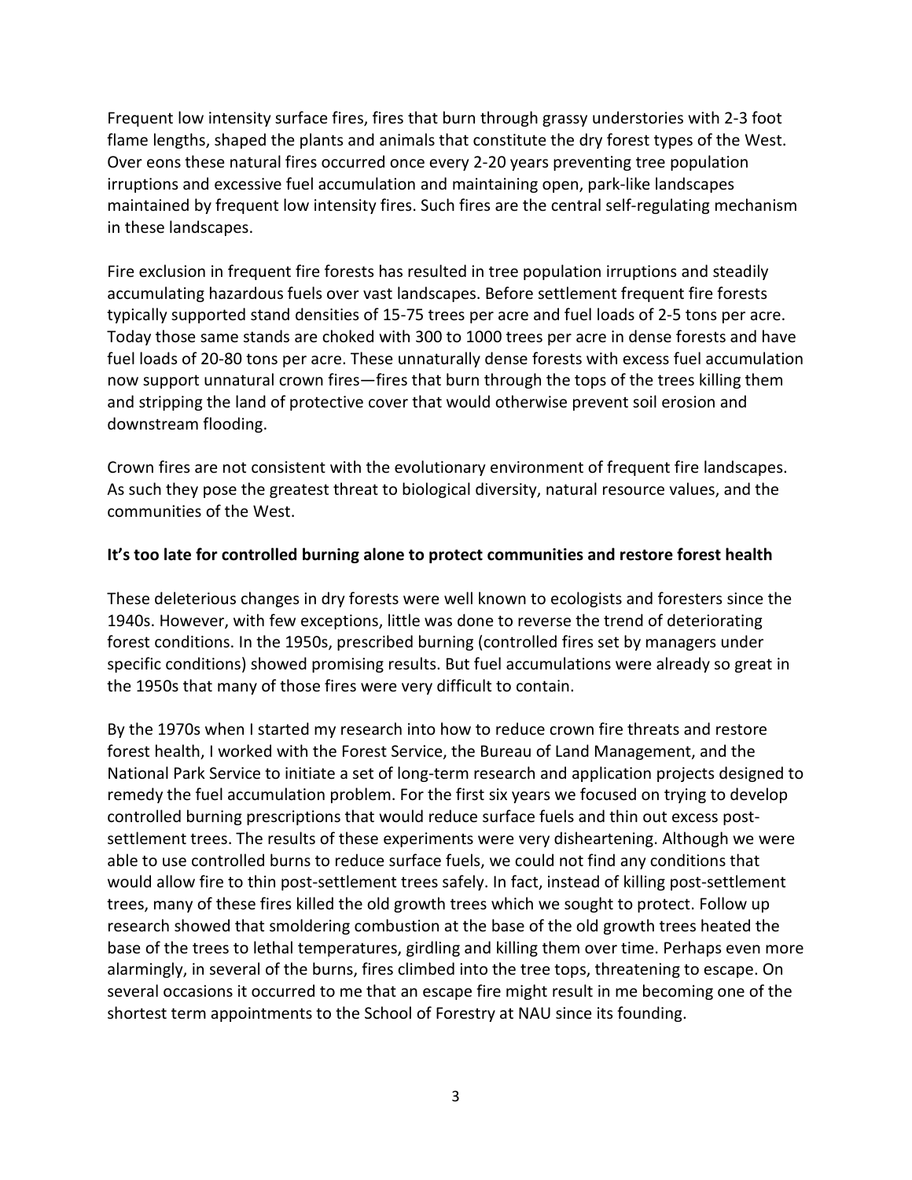Frequent low intensity surface fires, fires that burn through grassy understories with 2-3 foot flame lengths, shaped the plants and animals that constitute the dry forest types of the West. Over eons these natural fires occurred once every 2-20 years preventing tree population irruptions and excessive fuel accumulation and maintaining open, park-like landscapes maintained by frequent low intensity fires. Such fires are the central self-regulating mechanism in these landscapes.

Fire exclusion in frequent fire forests has resulted in tree population irruptions and steadily accumulating hazardous fuels over vast landscapes. Before settlement frequent fire forests typically supported stand densities of 15-75 trees per acre and fuel loads of 2-5 tons per acre. Today those same stands are choked with 300 to 1000 trees per acre in dense forests and have fuel loads of 20-80 tons per acre. These unnaturally dense forests with excess fuel accumulation now support unnatural crown fires—fires that burn through the tops of the trees killing them and stripping the land of protective cover that would otherwise prevent soil erosion and downstream flooding.

Crown fires are not consistent with the evolutionary environment of frequent fire landscapes. As such they pose the greatest threat to biological diversity, natural resource values, and the communities of the West.

**It's too late for controlled burning alone to protect communities and restore forest health**

These deleterious changes in dry forests were well known to ecologists and foresters since the 1940s. However, with few exceptions, little was done to reverse the trend of deteriorating forest conditions. In the 1950s, prescribed burning (controlled fires set by managers under specific conditions) showed promising results. But fuel accumulations were already so great in the 1950s that many of those fires were very difficult to contain.

By the 1970s when I started my research into how to reduce crown fire threats and restore forest health, I worked with the Forest Service, the Bureau of Land Management, and the National Park Service to initiate a set of long-term research and application projects designed to remedy the fuel accumulation problem. For the first six years we focused on trying to develop controlled burning prescriptions that would reduce surface fuels and thin out excess post-settlement trees. The results of these experiments were very disheartening. Although we were able to use controlled burns to reduce surface fuels, we could not find any conditions that would allow fire to thin post-settlement trees safely. In fact, instead of killing post-settlement trees, many of these fires killed the old growth trees which we sought to protect. Follow up research showed that smoldering combustion at the base of the old growth trees heated the base of the trees to lethal temperatures, girdling and killing them over time. Perhaps even more alarmingly, in several of the burns, fires climbed into the tree tops, threatening to escape. On several occasions it occurred to me that an escape fire might result in me becoming one of the shortest term appointments to the School of Forestry at NAU since its founding.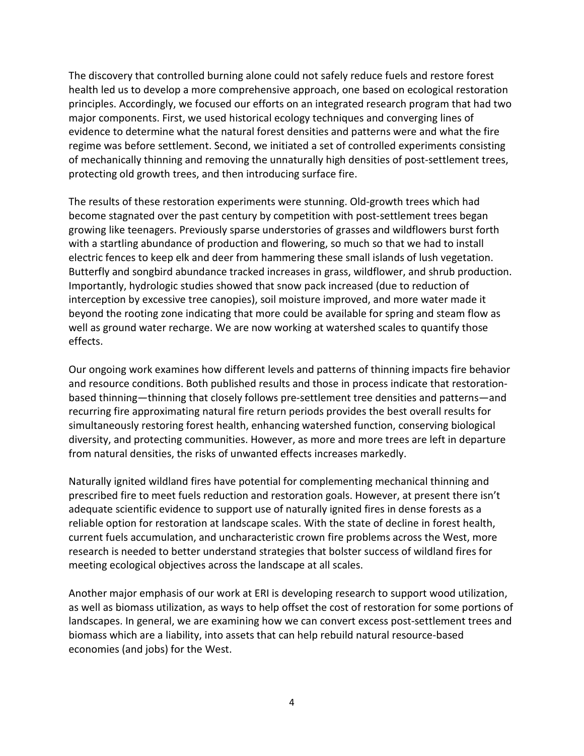The discovery that controlled burning alone could not safely reduce fuels and restore forest health led us to develop a more comprehensive approach, one based on ecological restoration principles. Accordingly, we focused our efforts on an integrated research program that had two major components. First, we used historical ecology techniques and converging lines of evidence to determine what the natural forest densities and patterns were and what the fire regime was before settlement. Second, we initiated a set of controlled experiments consisting of mechanically thinning and removing the unnaturally high densities of post-settlement trees, protecting old growth trees, and then introducing surface fire.

The results of these restoration experiments were stunning. Old-growth trees which had become stagnated over the past century by competition with post-settlement trees began growing like teenagers. Previously sparse understories of grasses and wildflowers burst forth with a startling abundance of production and flowering, so much so that we had to install electric fences to keep elk and deer from hammering these small islands of lush vegetation. Butterfly and songbird abundance tracked increases in grass, wildflower, and shrub production. Importantly, hydrologic studies showed that snow pack increased (due to reduction of interception by excessive tree canopies), soil moisture improved, and more water made it beyond the rooting zone indicating that more could be available for spring and steam flow as well as ground water recharge. We are now working at watershed scales to quantify those effects.

Our ongoing work examines how different levels and patterns of thinning impacts fire behavior and resource conditions. Both published results and those in process indicate that restoration-based thinning—thinning that closely follows pre-settlement tree densities and patterns—and recurring fire approximating natural fire return periods provides the best overall results for simultaneously restoring forest health, enhancing watershed function, conserving biological diversity, and protecting communities. However, as more and more trees are left in departure from natural densities, the risks of unwanted effects increases markedly.

Naturally ignited wildland fires have potential for complementing mechanical thinning and prescribed fire to meet fuels reduction and restoration goals. However, at present there isn't adequate scientific evidence to support use of naturally ignited fires in dense forests as a reliable option for restoration at landscape scales. With the state of decline in forest health, current fuels accumulation, and uncharacteristic crown fire problems across the West, more research is needed to better understand strategies that bolster success of wildland fires for meeting ecological objectives across the landscape at all scales.

Another major emphasis of our work at ERI is developing research to support wood utilization, as well as biomass utilization, as ways to help offset the cost of restoration for some portions of landscapes. In general, we are examining how we can convert excess post-settlement trees and biomass which are a liability, into assets that can help rebuild natural resource-based economies (and jobs) for the West.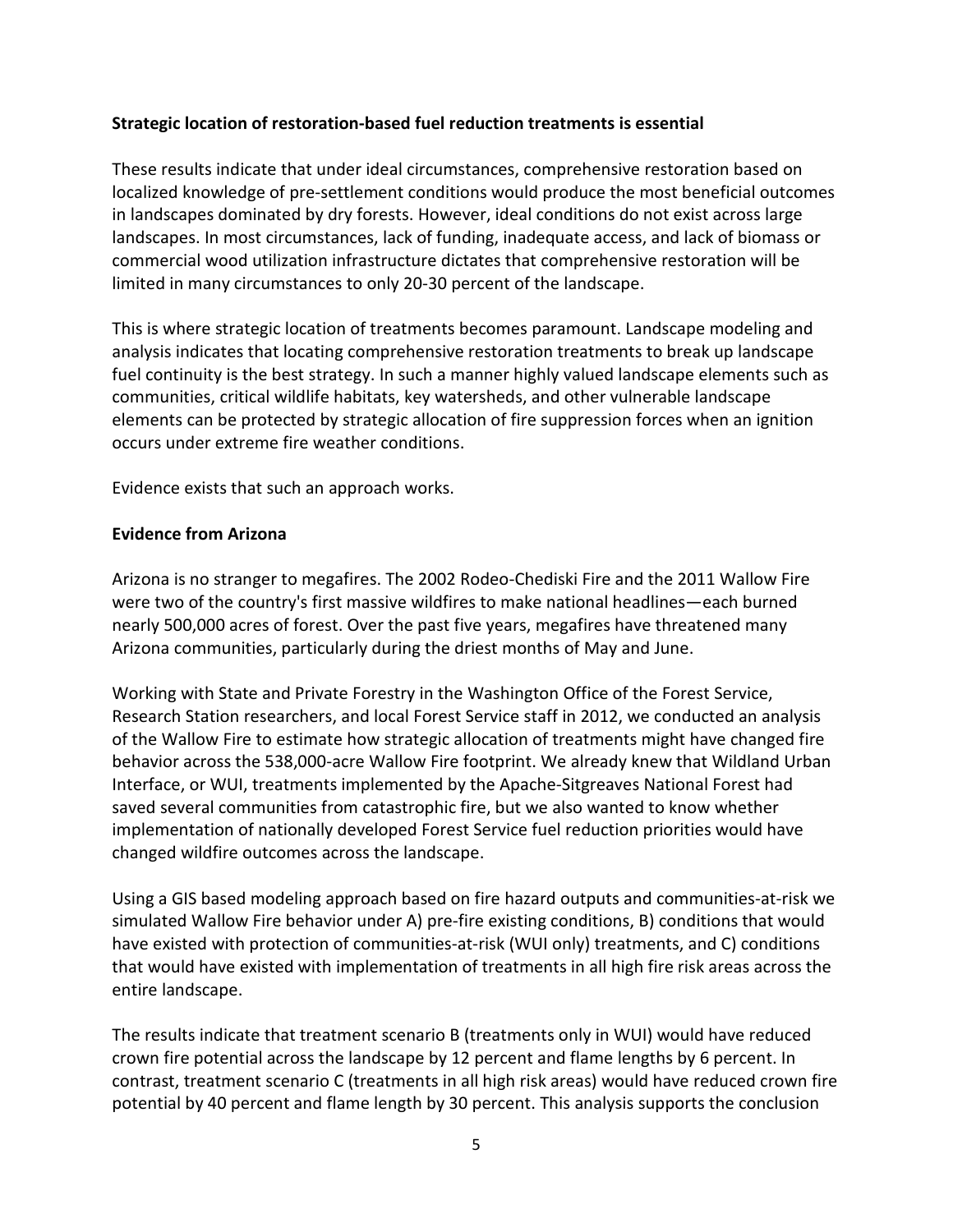**Strategic location of restoration-based fuel reduction treatments is essential**

These results indicate that under ideal circumstances, comprehensive restoration based on localized knowledge of pre-settlement conditions would produce the most beneficial outcomes in landscapes dominated by dry forests. However, ideal conditions do not exist across large landscapes. In most circumstances, lack of funding, inadequate access, and lack of biomass or commercial wood utilization infrastructure dictates that comprehensive restoration will be limited in many circumstances to only 20-30 percent of the landscape.

This is where strategic location of treatments becomes paramount. Landscape modeling and analysis indicates that locating comprehensive restoration treatments to break up landscape fuel continuity is the best strategy. In such a manner highly valued landscape elements such as communities, critical wildlife habitats, key watersheds, and other vulnerable landscape elements can be protected by strategic allocation of fire suppression forces when an ignition occurs under extreme fire weather conditions.

Evidence exists that such an approach works.

**Evidence from Arizona**

Arizona is no stranger to megafires. The 2002 Rodeo-Chediski Fire and the 2011 Wallow Fire were two of the country's first massive wildfires to make national headlines—each burned nearly 500,000 acres of forest. Over the past five years, megafires have threatened many Arizona communities, particularly during the driest months of May and June.

Working with State and Private Forestry in the Washington Office of the Forest Service, Research Station researchers, and local Forest Service staff in 2012, we conducted an analysis of the Wallow Fire to estimate how strategic allocation of treatments might have changed fire behavior across the 538,000-acre Wallow Fire footprint. We already knew that Wildland Urban Interface, or WUI, treatments implemented by the Apache-Sitgreaves National Forest had saved several communities from catastrophic fire, but we also wanted to know whether implementation of nationally developed Forest Service fuel reduction priorities would have changed wildfire outcomes across the landscape.

Using a GIS based modeling approach based on fire hazard outputs and communities-at-risk we simulated Wallow Fire behavior under A) pre-fire existing conditions, B) conditions that would have existed with protection of communities-at-risk (WUI only) treatments, and C) conditions that would have existed with implementation of treatments in all high fire risk areas across the entire landscape.

The results indicate that treatment scenario B (treatments only in WUI) would have reduced crown fire potential across the landscape by 12 percent and flame lengths by 6 percent. In contrast, treatment scenario C (treatments in all high risk areas) would have reduced crown fire potential by 40 percent and flame length by 30 percent. This analysis supports the conclusion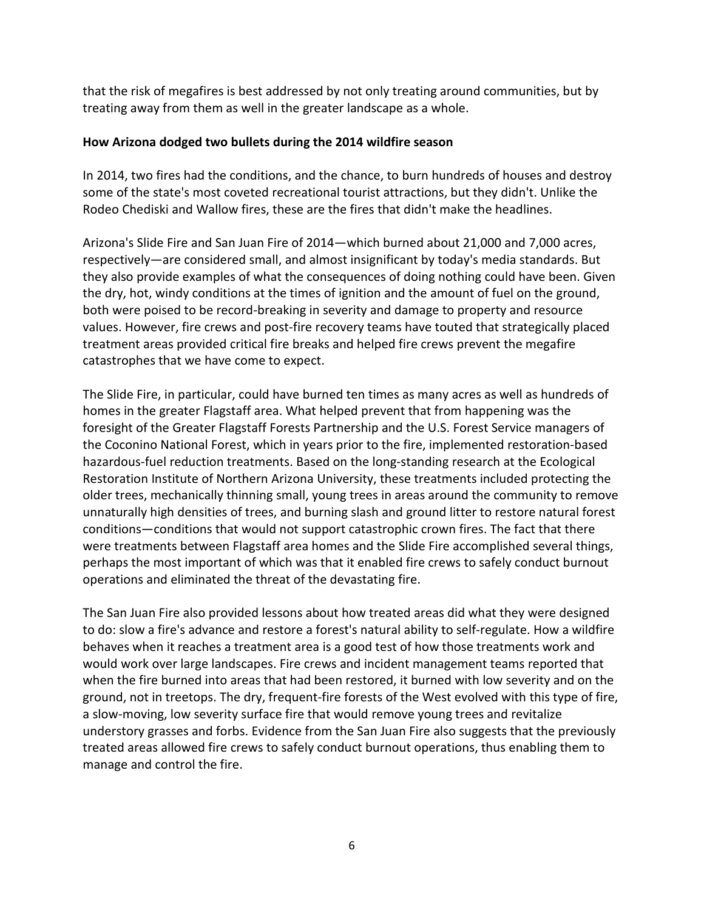that the risk of megafires is best addressed by not only treating around communities, but by treating away from them as well in the greater landscape as a whole.

**How Arizona dodged two bullets during the 2014 wildfire season**

In 2014, two fires had the conditions, and the chance, to burn hundreds of houses and destroy some of the state's most coveted recreational tourist attractions, but they didn't. Unlike the Rodeo Chediski and Wallow fires, these are the fires that didn't make the headlines.

Arizona's Slide Fire and San Juan Fire of 2014—which burned about 21,000 and 7,000 acres, respectively—are considered small, and almost insignificant by today's media standards. But they also provide examples of what the consequences of doing nothing could have been. Given the dry, hot, windy conditions at the times of ignition and the amount of fuel on the ground, both were poised to be record-breaking in severity and damage to property and resource values. However, fire crews and post-fire recovery teams have touted that strategically placed treatment areas provided critical fire breaks and helped fire crews prevent the megafire catastrophes that we have come to expect.

The Slide Fire, in particular, could have burned ten times as many acres as well as hundreds of homes in the greater Flagstaff area. What helped prevent that from happening was the foresight of the Greater Flagstaff Forests Partnership and the U.S. Forest Service managers of the Coconino National Forest, which in years prior to the fire, implemented restoration-based hazardous-fuel reduction treatments. Based on the long-standing research at the Ecological Restoration Institute of Northern Arizona University, these treatments included protecting the older trees, mechanically thinning small, young trees in areas around the community to remove unnaturally high densities of trees, and burning slash and ground litter to restore natural forest conditions—conditions that would not support catastrophic crown fires. The fact that there were treatments between Flagstaff area homes and the Slide Fire accomplished several things, perhaps the most important of which was that it enabled fire crews to safely conduct burnout operations and eliminated the threat of the devastating fire.

The San Juan Fire also provided lessons about how treated areas did what they were designed to do: slow a fire's advance and restore a forest's natural ability to self-regulate. How a wildfire behaves when it reaches a treatment area is a good test of how those treatments work and would work over large landscapes. Fire crews and incident management teams reported that when the fire burned into areas that had been restored, it burned with low severity and on the ground, not in treetops. The dry, frequent-fire forests of the West evolved with this type of fire, a slow-moving, low severity surface fire that would remove young trees and revitalize understory grasses and forbs. Evidence from the San Juan Fire also suggests that the previously treated areas allowed fire crews to safely conduct burnout operations, thus enabling them to manage and control the fire.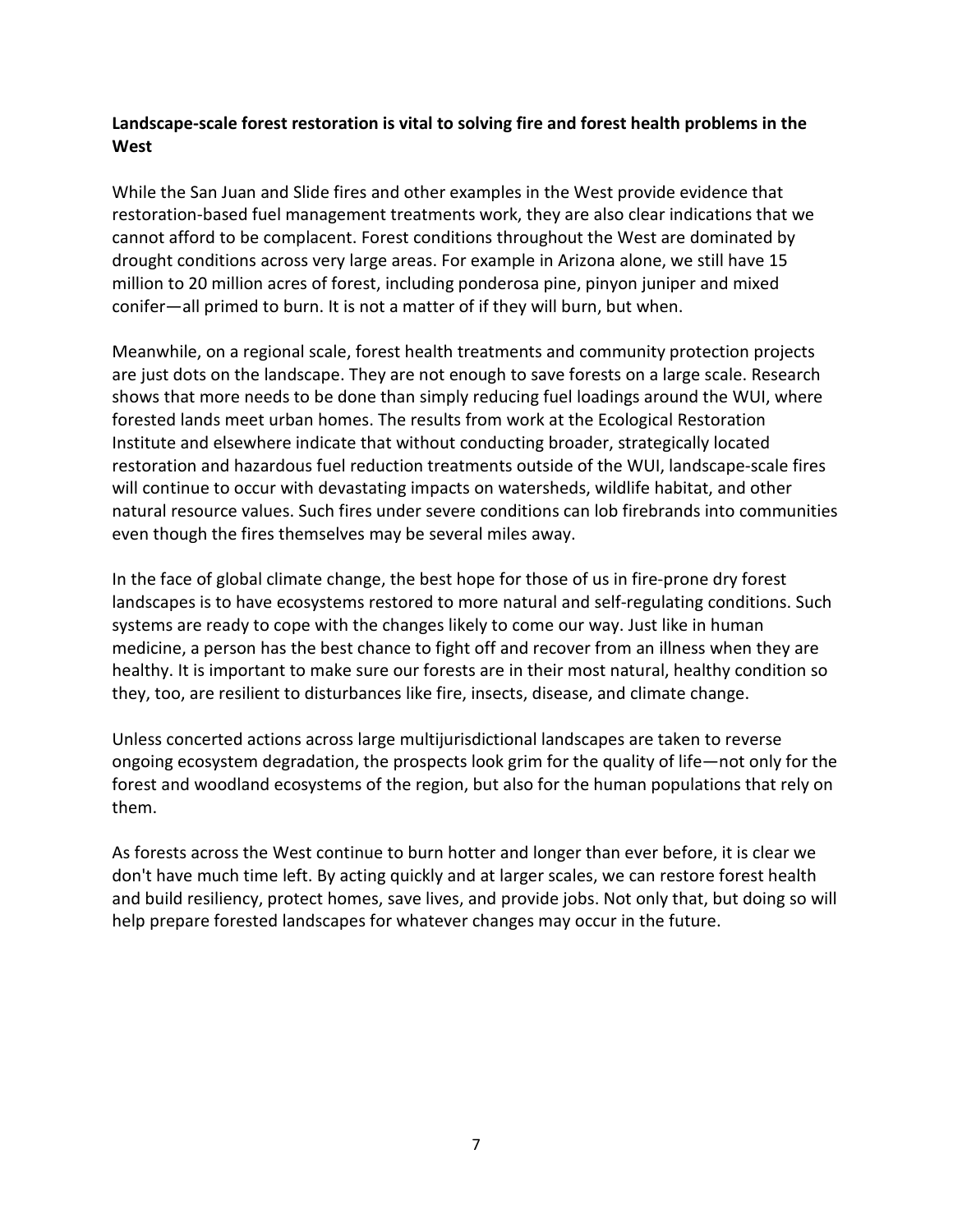**Landscape-scale forest restoration is vital to solving fire and forest health problems in the West**

While the San Juan and Slide fires and other examples in the West provide evidence that restoration-based fuel management treatments work, they are also clear indications that we cannot afford to be complacent. Forest conditions throughout the West are dominated by drought conditions across very large areas. For example in Arizona alone, we still have 15 million to 20 million acres of forest, including ponderosa pine, pinyon juniper and mixed conifer—all primed to burn. It is not a matter of if they will burn, but when.

Meanwhile, on a regional scale, forest health treatments and community protection projects are just dots on the landscape. They are not enough to save forests on a large scale. Research shows that more needs to be done than simply reducing fuel loadings around the WUI, where forested lands meet urban homes. The results from work at the Ecological Restoration Institute and elsewhere indicate that without conducting broader, strategically located restoration and hazardous fuel reduction treatments outside of the WUI, landscape-scale fires will continue to occur with devastating impacts on watersheds, wildlife habitat, and other natural resource values. Such fires under severe conditions can lob firebrands into communities even though the fires themselves may be several miles away.

In the face of global climate change, the best hope for those of us in fire-prone dry forest landscapes is to have ecosystems restored to more natural and self-regulating conditions. Such systems are ready to cope with the changes likely to come our way. Just like in human medicine, a person has the best chance to fight off and recover from an illness when they are healthy. It is important to make sure our forests are in their most natural, healthy condition so they, too, are resilient to disturbances like fire, insects, disease, and climate change.

Unless concerted actions across large multijurisdictional landscapes are taken to reverse ongoing ecosystem degradation, the prospects look grim for the quality of life—not only for the forest and woodland ecosystems of the region, but also for the human populations that rely on them.

As forests across the West continue to burn hotter and longer than ever before, it is clear we don't have much time left. By acting quickly and at larger scales, we can restore forest health and build resiliency, protect homes, save lives, and provide jobs. Not only that, but doing so will help prepare forested landscapes for whatever changes may occur in the future.